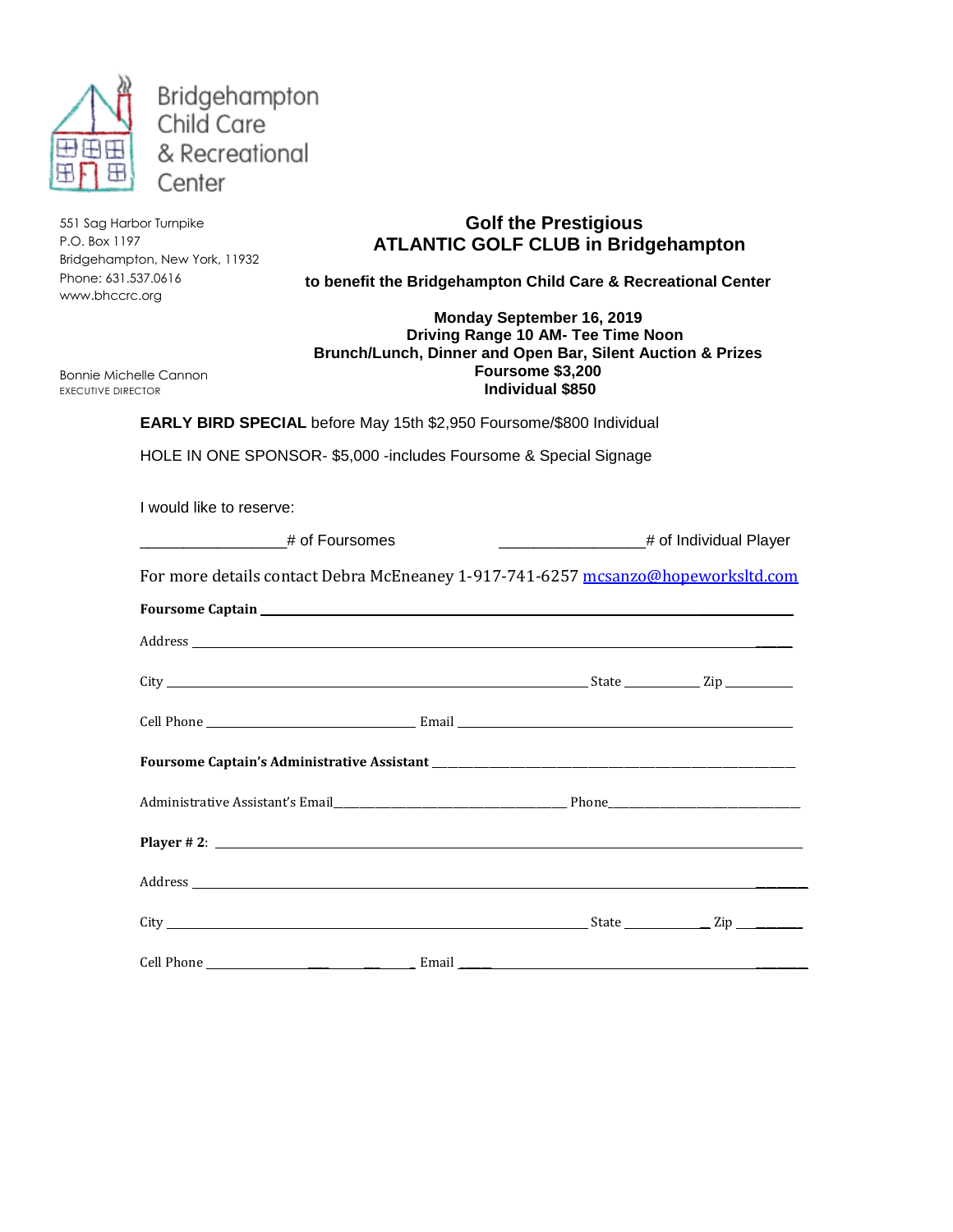Bridgehampton
Child Care
& Recreational
Center

551 Sag Harbor Turnpike
P.O. Box 1197
Bridgehampton, New York, 11932
Phone: 631.537.0616
www.bhccrc.org

Bonnie Michelle Cannon
EXECUTIVE DIRECTOR

## Golf the Prestigious
## ATLANTIC GOLF CLUB in Bridgehampton

**to benefit the Bridgehampton Child Care & Recreational Center**

**Monday September 16, 2019**
**Driving Range 10 AM- Tee Time Noon**
**Brunch/Lunch, Dinner and Open Bar, Silent Auction & Prizes**
**Foursome $3,200**
**Individual $850**

**EARLY BIRD SPECIAL** before May 15th $2,950 Foursome/$800 Individual

HOLE IN ONE SPONSOR- $5,000 -includes Foursome & Special Signage

I would like to reserve:

_________________# of Foursomes _________________# of Individual Player

For more details contact Debra McEneaney 1-917-741-6257 mcsanzo@hopeworksltd.com

**Foursome Captain** ____________________________________________

Address ____________________________________________

City ______________________________ State __________ Zip __________

Cell Phone ____________________ Email ______________________________

**Foursome Captain's Administrative Assistant** ______________________________

Administrative Assistant's Email______________________ Phone____________________

**Player # 2**: ____________________________________________

Address ____________________________________________

City ______________________________ State __________ Zip __________

Cell Phone ____________________ Email ______________________________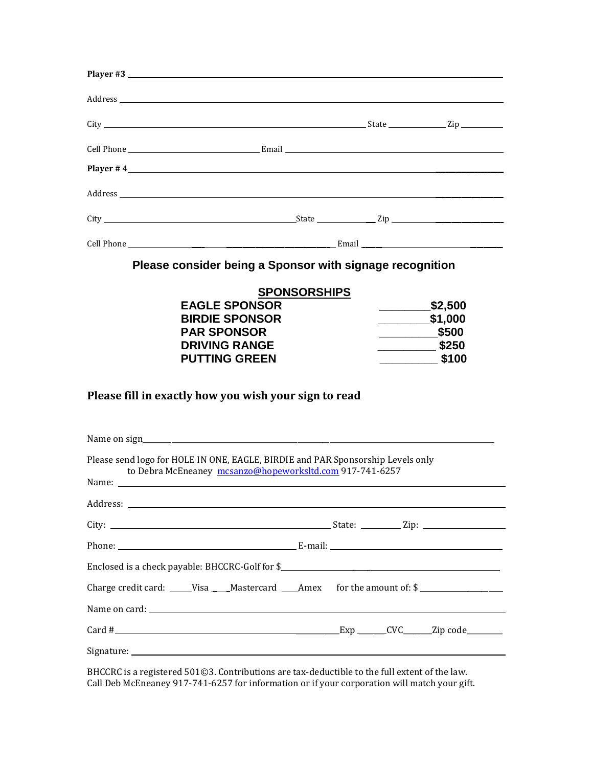**Player #3** ______________________________________________

Address ______________________________________________

City ______________________________ State __________ Zip ________

Cell Phone ____________________ Email ______________________________

**Player # 4** ______________________________________________

Address ______________________________________________

City ______________________________ State __________ Zip ________

Cell Phone ____________________ Email ______________________________

## Please consider being a Sponsor with signage recognition

**SPONSORSHIPS**

| | |
|---|---|
| **EAGLE SPONSOR** | _________**$2,500** |
| **BIRDIE SPONSOR** | _________**$1,000** |
| **PAR SPONSOR** | _________**$500** |
| **DRIVING RANGE** | _________**$250** |
| **PUTTING GREEN** | _________**$100** |

### Please fill in exactly how you wish your sign to read

Name on sign______________________________________________

Please send logo for HOLE IN ONE, EAGLE, BIRDIE and PAR Sponsorship Levels only
to Debra McEneaney mcsanzo@hopeworksltd.com 917-741-6257

Name: ______________________________________________

Address: ______________________________________________

City: ______________________________ State: ________ Zip: ____________

Phone: ____________________ E-mail: ______________________________

Enclosed is a check payable: BHCCRC-Golf for $______________________________

Charge credit card: _____Visa ____Mastercard ____Amex for the amount of: $ ____________

Name on card: ______________________________________________

Card # ______________________________ Exp ______CVC______Zip code________

Signature: ______________________________________________

BHCCRC is a registered 501©3. Contributions are tax-deductible to the full extent of the law.
Call Deb McEneaney 917-741-6257 for information or if your corporation will match your gift.